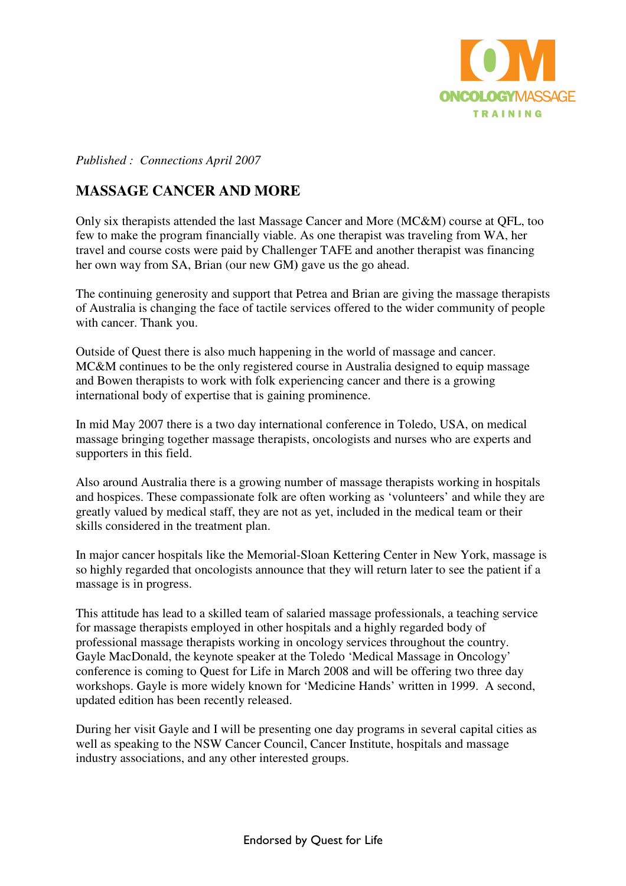*Published : Connections April 2007*

# MASSAGE CANCER AND MORE

Only six therapists attended the last Massage Cancer and More (MC&M) course at QFL, too few to make the program financially viable. As one therapist was traveling from WA, her travel and course costs were paid by Challenger TAFE and another therapist was financing her own way from SA, Brian (our new GM) gave us the go ahead.

The continuing generosity and support that Petrea and Brian are giving the massage therapists of Australia is changing the face of tactile services offered to the wider community of people with cancer. Thank you.

Outside of Quest there is also much happening in the world of massage and cancer. MC&M continues to be the only registered course in Australia designed to equip massage and Bowen therapists to work with folk experiencing cancer and there is a growing international body of expertise that is gaining prominence.

In mid May 2007 there is a two day international conference in Toledo, USA, on medical massage bringing together massage therapists, oncologists and nurses who are experts and supporters in this field.

Also around Australia there is a growing number of massage therapists working in hospitals and hospices. These compassionate folk are often working as 'volunteers' and while they are greatly valued by medical staff, they are not as yet, included in the medical team or their skills considered in the treatment plan.

In major cancer hospitals like the Memorial-Sloan Kettering Center in New York, massage is so highly regarded that oncologists announce that they will return later to see the patient if a massage is in progress.

This attitude has lead to a skilled team of salaried massage professionals, a teaching service for massage therapists employed in other hospitals and a highly regarded body of professional massage therapists working in oncology services throughout the country. Gayle MacDonald, the keynote speaker at the Toledo 'Medical Massage in Oncology' conference is coming to Quest for Life in March 2008 and will be offering two three day workshops. Gayle is more widely known for 'Medicine Hands' written in 1999. A second, updated edition has been recently released.

During her visit Gayle and I will be presenting one day programs in several capital cities as well as speaking to the NSW Cancer Council, Cancer Institute, hospitals and massage industry associations, and any other interested groups.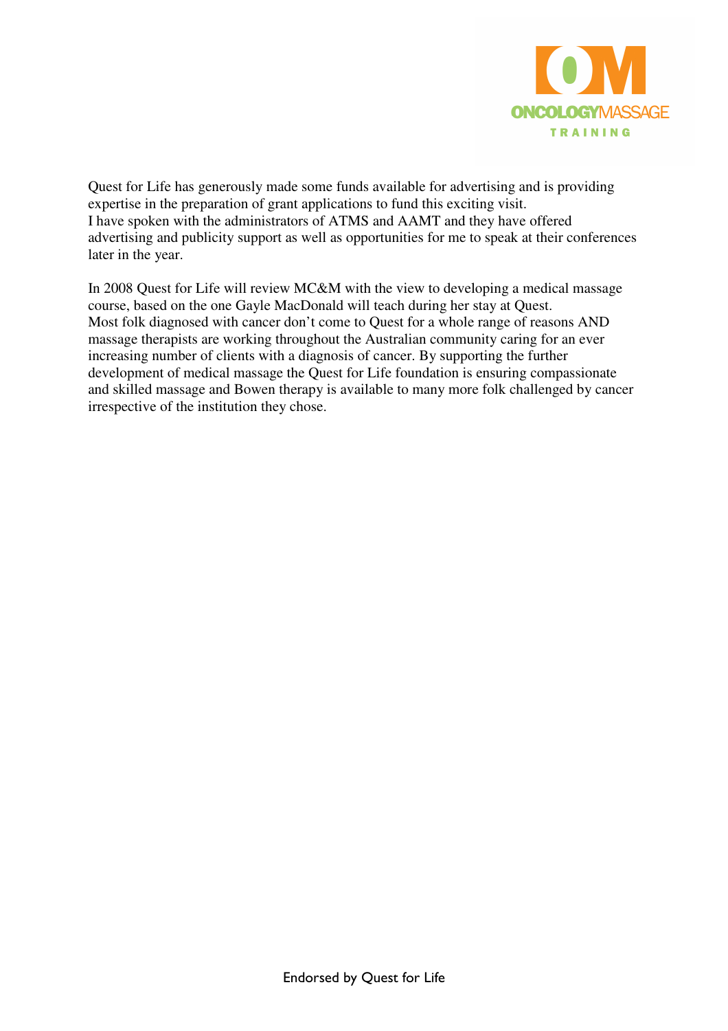Quest for Life has generously made some funds available for advertising and is providing expertise in the preparation of grant applications to fund this exciting visit.
I have spoken with the administrators of ATMS and AAMT and they have offered advertising and publicity support as well as opportunities for me to speak at their conferences later in the year.

In 2008 Quest for Life will review MC&M with the view to developing a medical massage course, based on the one Gayle MacDonald will teach during her stay at Quest.
Most folk diagnosed with cancer don't come to Quest for a whole range of reasons AND massage therapists are working throughout the Australian community caring for an ever increasing number of clients with a diagnosis of cancer. By supporting the further development of medical massage the Quest for Life foundation is ensuring compassionate and skilled massage and Bowen therapy is available to many more folk challenged by cancer irrespective of the institution they chose.